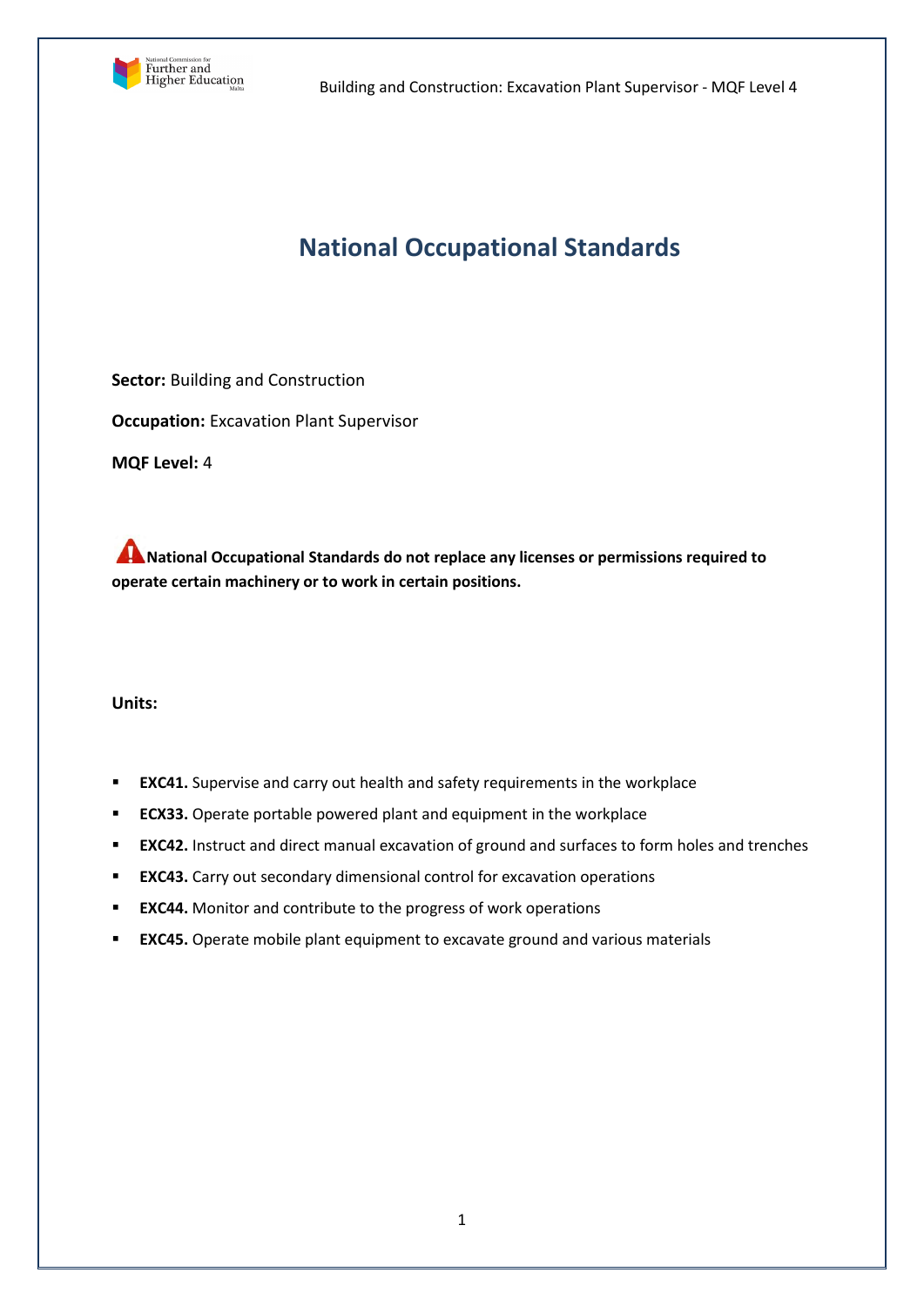# National Occupational Standards

**Sector:** Building and Construction

**Occupation:** Excavation Plant Supervisor

**MQF Level:** 4

**National Occupational Standards do not replace any licenses or permissions required to operate certain machinery or to work in certain positions.**

**Units:**

- **EXC41.** Supervise and carry out health and safety requirements in the workplace
- **ECX33.** Operate portable powered plant and equipment in the workplace
- **EXC42.** Instruct and direct manual excavation of ground and surfaces to form holes and trenches
- **EXC43.** Carry out secondary dimensional control for excavation operations
- **EXC44.** Monitor and contribute to the progress of work operations
- **EXC45.** Operate mobile plant equipment to excavate ground and various materials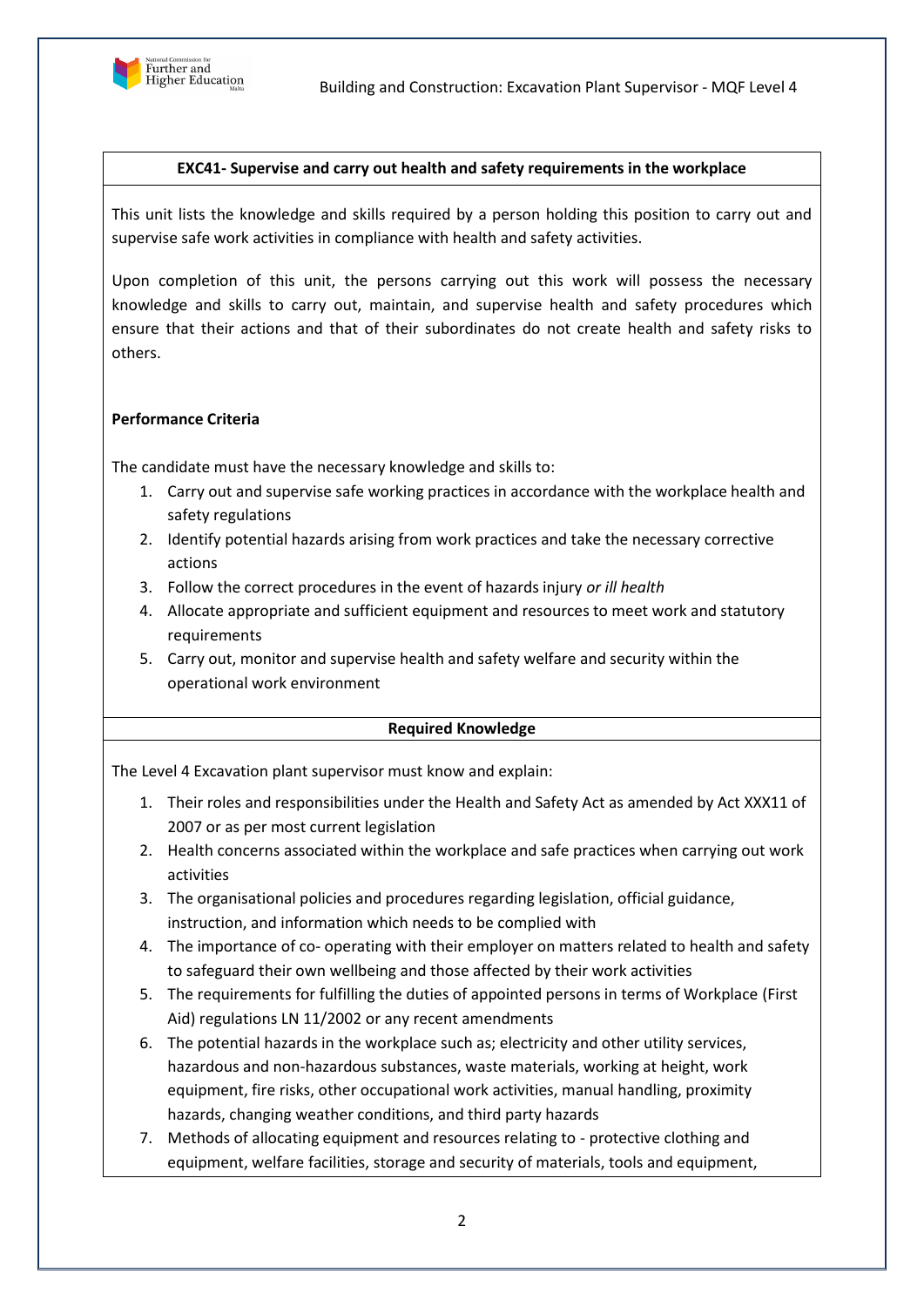**EXC41- Supervise and carry out health and safety requirements in the workplace**

This unit lists the knowledge and skills required by a person holding this position to carry out and supervise safe work activities in compliance with health and safety activities.

Upon completion of this unit, the persons carrying out this work will possess the necessary knowledge and skills to carry out, maintain, and supervise health and safety procedures which ensure that their actions and that of their subordinates do not create health and safety risks to others.

**Performance Criteria**

The candidate must have the necessary knowledge and skills to:

1. Carry out and supervise safe working practices in accordance with the workplace health and safety regulations
2. Identify potential hazards arising from work practices and take the necessary corrective actions
3. Follow the correct procedures in the event of hazards injury *or ill health*
4. Allocate appropriate and sufficient equipment and resources to meet work and statutory requirements
5. Carry out, monitor and supervise health and safety welfare and security within the operational work environment

**Required Knowledge**

The Level 4 Excavation plant supervisor must know and explain:

1. Their roles and responsibilities under the Health and Safety Act as amended by Act XXX11 of 2007 or as per most current legislation
2. Health concerns associated within the workplace and safe practices when carrying out work activities
3. The organisational policies and procedures regarding legislation, official guidance, instruction, and information which needs to be complied with
4. The importance of co- operating with their employer on matters related to health and safety to safeguard their own wellbeing and those affected by their work activities
5. The requirements for fulfilling the duties of appointed persons in terms of Workplace (First Aid) regulations LN 11/2002 or any recent amendments
6. The potential hazards in the workplace such as; electricity and other utility services, hazardous and non-hazardous substances, waste materials, working at height, work equipment, fire risks, other occupational work activities, manual handling, proximity hazards, changing weather conditions, and third party hazards
7. Methods of allocating equipment and resources relating to - protective clothing and equipment, welfare facilities, storage and security of materials, tools and equipment,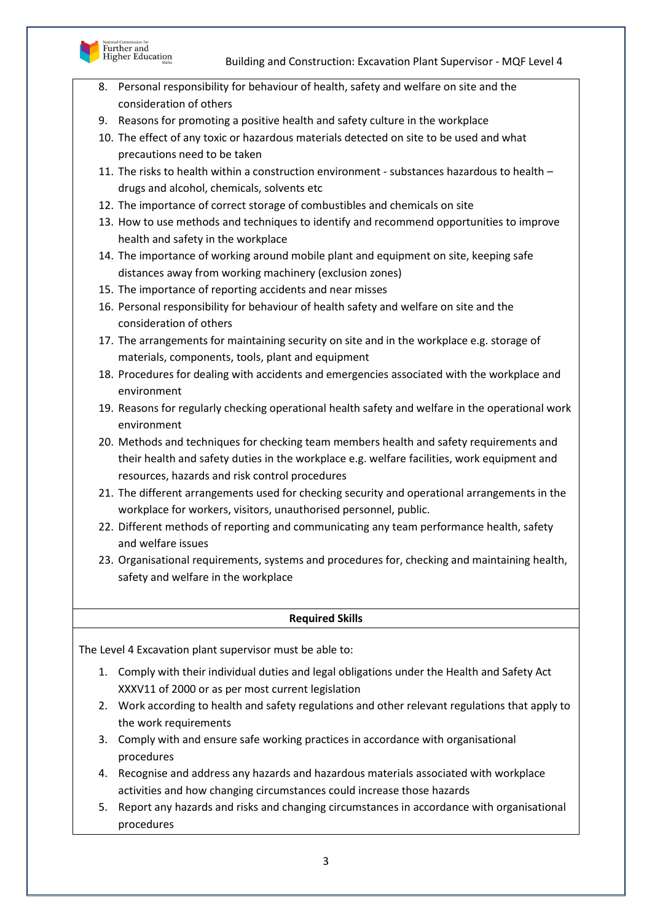8. Personal responsibility for behaviour of health, safety and welfare on site and the consideration of others
9. Reasons for promoting a positive health and safety culture in the workplace
10. The effect of any toxic or hazardous materials detected on site to be used and what precautions need to be taken
11. The risks to health within a construction environment - substances hazardous to health – drugs and alcohol, chemicals, solvents etc
12. The importance of correct storage of combustibles and chemicals on site
13. How to use methods and techniques to identify and recommend opportunities to improve health and safety in the workplace
14. The importance of working around mobile plant and equipment on site, keeping safe distances away from working machinery (exclusion zones)
15. The importance of reporting accidents and near misses
16. Personal responsibility for behaviour of health safety and welfare on site and the consideration of others
17. The arrangements for maintaining security on site and in the workplace e.g. storage of materials, components, tools, plant and equipment
18. Procedures for dealing with accidents and emergencies associated with the workplace and environment
19. Reasons for regularly checking operational health safety and welfare in the operational work environment
20. Methods and techniques for checking team members health and safety requirements and their health and safety duties in the workplace e.g. welfare facilities, work equipment and resources, hazards and risk control procedures
21. The different arrangements used for checking security and operational arrangements in the workplace for workers, visitors, unauthorised personnel, public.
22. Different methods of reporting and communicating any team performance health, safety and welfare issues
23. Organisational requirements, systems and procedures for, checking and maintaining health, safety and welfare in the workplace

**Required Skills**

The Level 4 Excavation plant supervisor must be able to:

1. Comply with their individual duties and legal obligations under the Health and Safety Act XXXV11 of 2000 or as per most current legislation
2. Work according to health and safety regulations and other relevant regulations that apply to the work requirements
3. Comply with and ensure safe working practices in accordance with organisational procedures
4. Recognise and address any hazards and hazardous materials associated with workplace activities and how changing circumstances could increase those hazards
5. Report any hazards and risks and changing circumstances in accordance with organisational procedures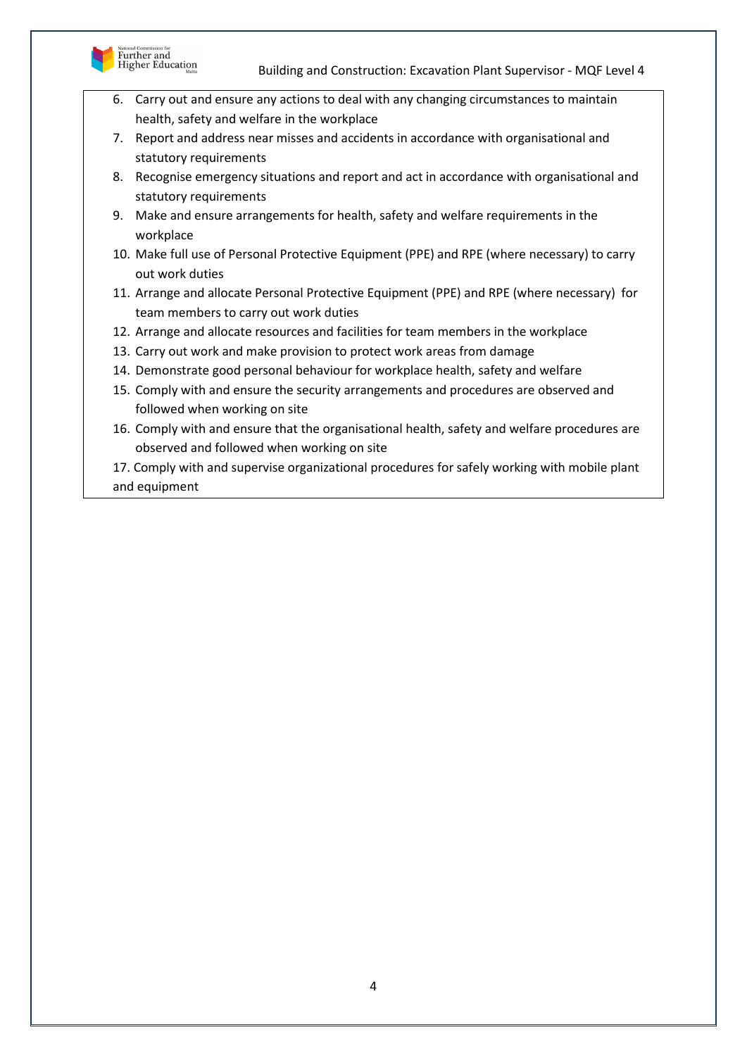6. Carry out and ensure any actions to deal with any changing circumstances to maintain health, safety and welfare in the workplace
7. Report and address near misses and accidents in accordance with organisational and statutory requirements
8. Recognise emergency situations and report and act in accordance with organisational and statutory requirements
9. Make and ensure arrangements for health, safety and welfare requirements in the workplace
10. Make full use of Personal Protective Equipment (PPE) and RPE (where necessary) to carry out work duties
11. Arrange and allocate Personal Protective Equipment (PPE) and RPE (where necessary) for team members to carry out work duties
12. Arrange and allocate resources and facilities for team members in the workplace
13. Carry out work and make provision to protect work areas from damage
14. Demonstrate good personal behaviour for workplace health, safety and welfare
15. Comply with and ensure the security arrangements and procedures are observed and followed when working on site
16. Comply with and ensure that the organisational health, safety and welfare procedures are observed and followed when working on site
17. Comply with and supervise organizational procedures for safely working with mobile plant and equipment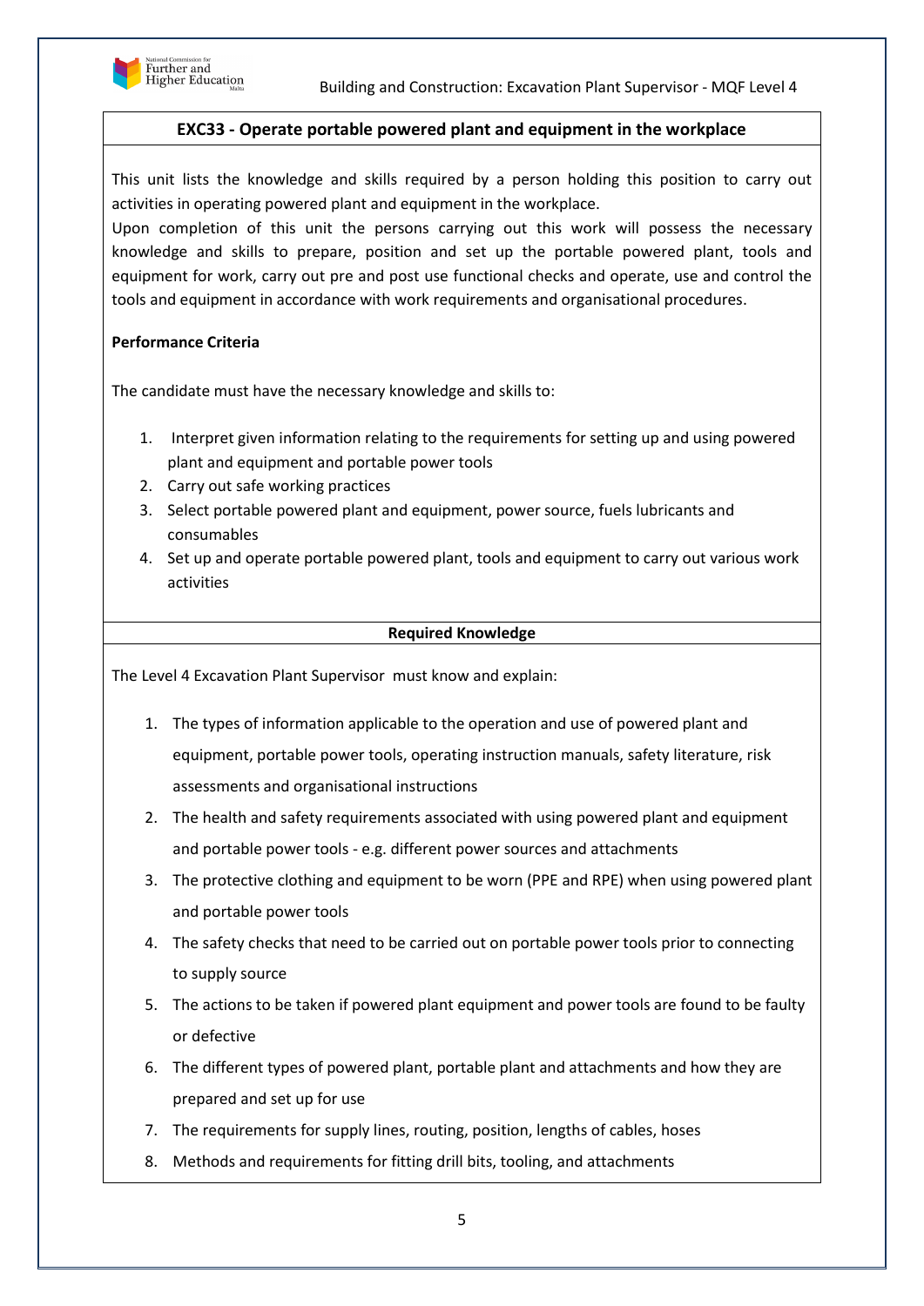## EXC33 - Operate portable powered plant and equipment in the workplace

This unit lists the knowledge and skills required by a person holding this position to carry out activities in operating powered plant and equipment in the workplace.

Upon completion of this unit the persons carrying out this work will possess the necessary knowledge and skills to prepare, position and set up the portable powered plant, tools and equipment for work, carry out pre and post use functional checks and operate, use and control the tools and equipment in accordance with work requirements and organisational procedures.

**Performance Criteria**

The candidate must have the necessary knowledge and skills to:

1. Interpret given information relating to the requirements for setting up and using powered plant and equipment and portable power tools
2. Carry out safe working practices
3. Select portable powered plant and equipment, power source, fuels lubricants and consumables
4. Set up and operate portable powered plant, tools and equipment to carry out various work activities

**Required Knowledge**

The Level 4 Excavation Plant Supervisor must know and explain:

1. The types of information applicable to the operation and use of powered plant and equipment, portable power tools, operating instruction manuals, safety literature, risk assessments and organisational instructions
2. The health and safety requirements associated with using powered plant and equipment and portable power tools - e.g. different power sources and attachments
3. The protective clothing and equipment to be worn (PPE and RPE) when using powered plant and portable power tools
4. The safety checks that need to be carried out on portable power tools prior to connecting to supply source
5. The actions to be taken if powered plant equipment and power tools are found to be faulty or defective
6. The different types of powered plant, portable plant and attachments and how they are prepared and set up for use
7. The requirements for supply lines, routing, position, lengths of cables, hoses
8. Methods and requirements for fitting drill bits, tooling, and attachments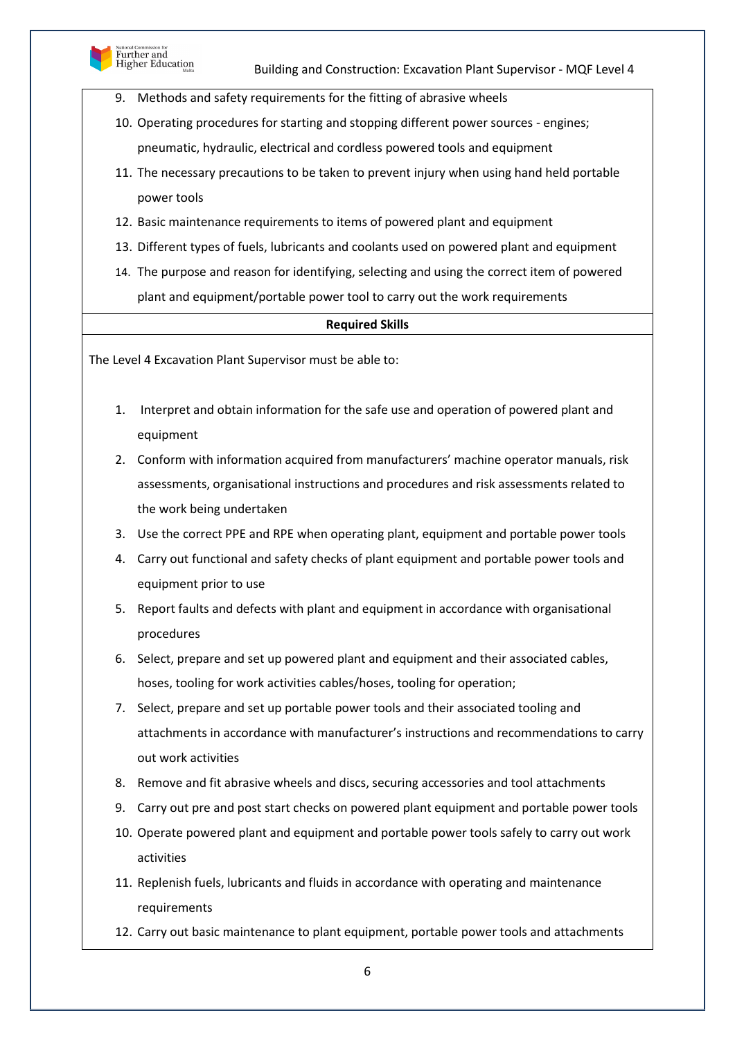9. Methods and safety requirements for the fitting of abrasive wheels
10. Operating procedures for starting and stopping different power sources - engines; pneumatic, hydraulic, electrical and cordless powered tools and equipment
11. The necessary precautions to be taken to prevent injury when using hand held portable power tools
12. Basic maintenance requirements to items of powered plant and equipment
13. Different types of fuels, lubricants and coolants used on powered plant and equipment
14. The purpose and reason for identifying, selecting and using the correct item of powered plant and equipment/portable power tool to carry out the work requirements

**Required Skills**

The Level 4 Excavation Plant Supervisor must be able to:

1. Interpret and obtain information for the safe use and operation of powered plant and equipment
2. Conform with information acquired from manufacturers' machine operator manuals, risk assessments, organisational instructions and procedures and risk assessments related to the work being undertaken
3. Use the correct PPE and RPE when operating plant, equipment and portable power tools
4. Carry out functional and safety checks of plant equipment and portable power tools and equipment prior to use
5. Report faults and defects with plant and equipment in accordance with organisational procedures
6. Select, prepare and set up powered plant and equipment and their associated cables, hoses, tooling for work activities cables/hoses, tooling for operation;
7. Select, prepare and set up portable power tools and their associated tooling and attachments in accordance with manufacturer's instructions and recommendations to carry out work activities
8. Remove and fit abrasive wheels and discs, securing accessories and tool attachments
9. Carry out pre and post start checks on powered plant equipment and portable power tools
10. Operate powered plant and equipment and portable power tools safely to carry out work activities
11. Replenish fuels, lubricants and fluids in accordance with operating and maintenance requirements
12. Carry out basic maintenance to plant equipment, portable power tools and attachments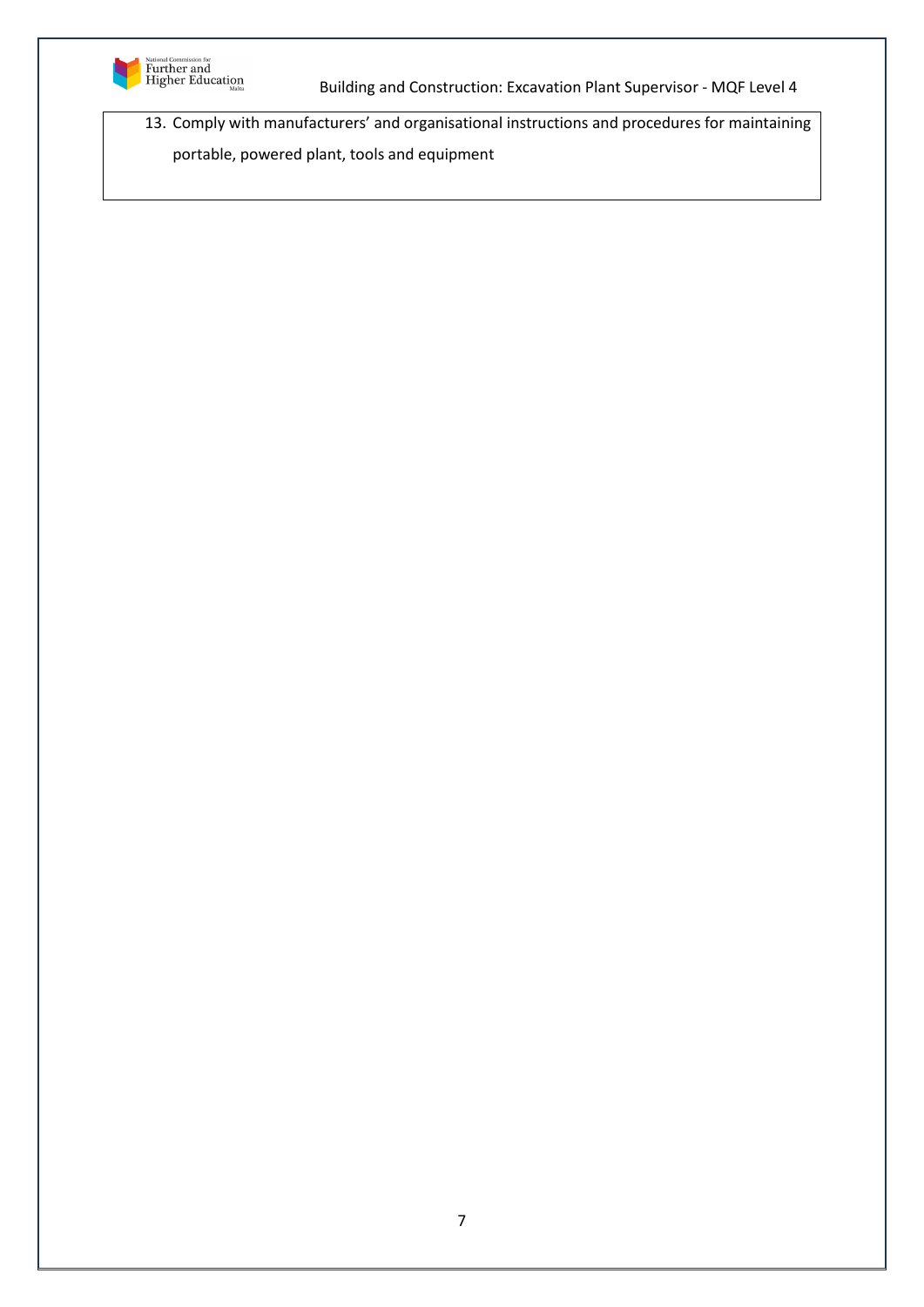13. Comply with manufacturers' and organisational instructions and procedures for maintaining portable, powered plant, tools and equipment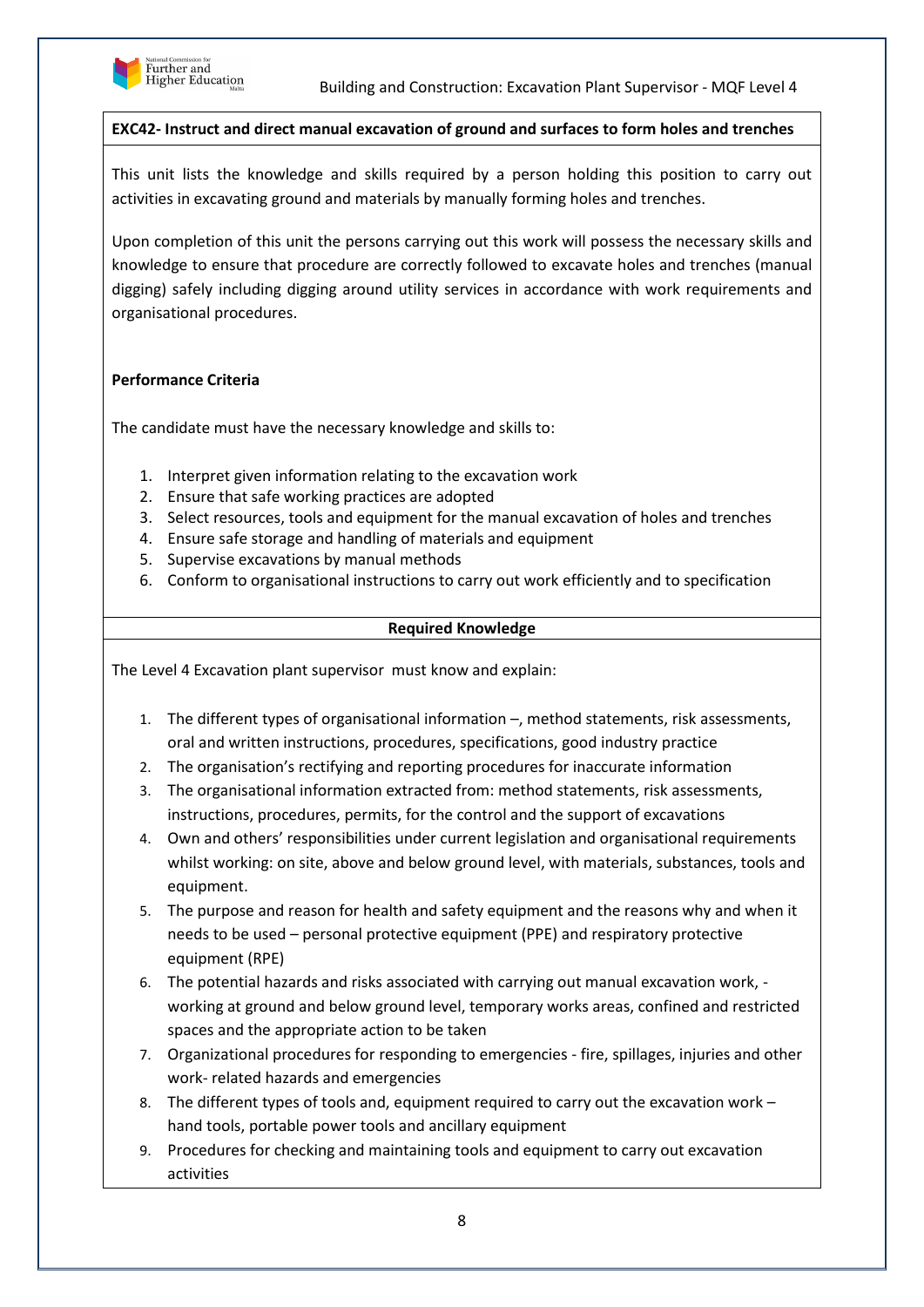**EXC42- Instruct and direct manual excavation of ground and surfaces to form holes and trenches**

This unit lists the knowledge and skills required by a person holding this position to carry out activities in excavating ground and materials by manually forming holes and trenches.

Upon completion of this unit the persons carrying out this work will possess the necessary skills and knowledge to ensure that procedure are correctly followed to excavate holes and trenches (manual digging) safely including digging around utility services in accordance with work requirements and organisational procedures.

**Performance Criteria**

The candidate must have the necessary knowledge and skills to:

1. Interpret given information relating to the excavation work
2. Ensure that safe working practices are adopted
3. Select resources, tools and equipment for the manual excavation of holes and trenches
4. Ensure safe storage and handling of materials and equipment
5. Supervise excavations by manual methods
6. Conform to organisational instructions to carry out work efficiently and to specification

**Required Knowledge**

The Level 4 Excavation plant supervisor must know and explain:

1. The different types of organisational information –, method statements, risk assessments, oral and written instructions, procedures, specifications, good industry practice
2. The organisation's rectifying and reporting procedures for inaccurate information
3. The organisational information extracted from: method statements, risk assessments, instructions, procedures, permits, for the control and the support of excavations
4. Own and others' responsibilities under current legislation and organisational requirements whilst working: on site, above and below ground level, with materials, substances, tools and equipment.
5. The purpose and reason for health and safety equipment and the reasons why and when it needs to be used – personal protective equipment (PPE) and respiratory protective equipment (RPE)
6. The potential hazards and risks associated with carrying out manual excavation work, - working at ground and below ground level, temporary works areas, confined and restricted spaces and the appropriate action to be taken
7. Organizational procedures for responding to emergencies - fire, spillages, injuries and other work- related hazards and emergencies
8. The different types of tools and, equipment required to carry out the excavation work – hand tools, portable power tools and ancillary equipment
9. Procedures for checking and maintaining tools and equipment to carry out excavation activities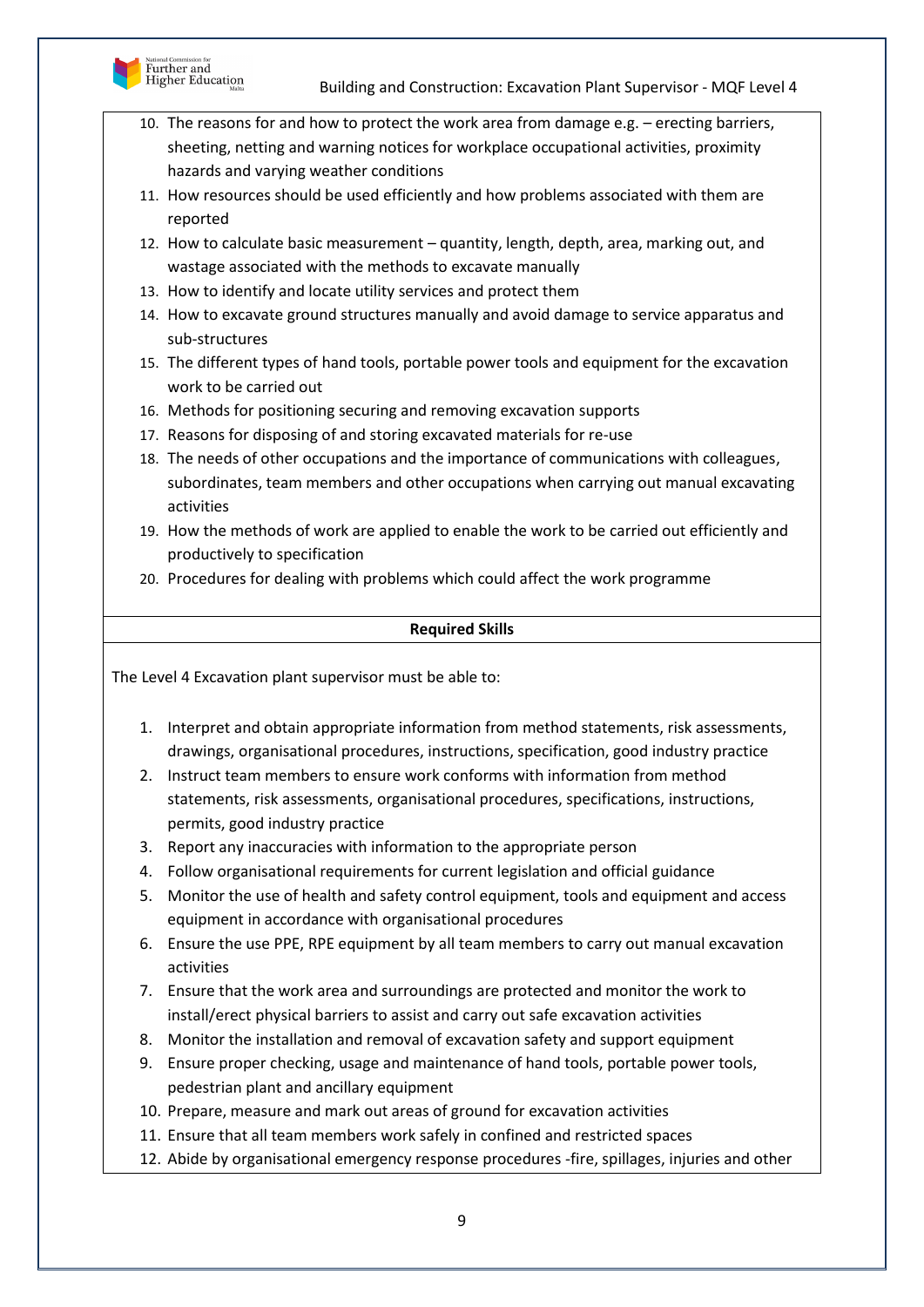10. The reasons for and how to protect the work area from damage e.g. – erecting barriers, sheeting, netting and warning notices for workplace occupational activities, proximity hazards and varying weather conditions
11. How resources should be used efficiently and how problems associated with them are reported
12. How to calculate basic measurement – quantity, length, depth, area, marking out, and wastage associated with the methods to excavate manually
13. How to identify and locate utility services and protect them
14. How to excavate ground structures manually and avoid damage to service apparatus and sub-structures
15. The different types of hand tools, portable power tools and equipment for the excavation work to be carried out
16. Methods for positioning securing and removing excavation supports
17. Reasons for disposing of and storing excavated materials for re-use
18. The needs of other occupations and the importance of communications with colleagues, subordinates, team members and other occupations when carrying out manual excavating activities
19. How the methods of work are applied to enable the work to be carried out efficiently and productively to specification
20. Procedures for dealing with problems which could affect the work programme

**Required Skills**

The Level 4 Excavation plant supervisor must be able to:

1. Interpret and obtain appropriate information from method statements, risk assessments, drawings, organisational procedures, instructions, specification, good industry practice
2. Instruct team members to ensure work conforms with information from method statements, risk assessments, organisational procedures, specifications, instructions, permits, good industry practice
3. Report any inaccuracies with information to the appropriate person
4. Follow organisational requirements for current legislation and official guidance
5. Monitor the use of health and safety control equipment, tools and equipment and access equipment in accordance with organisational procedures
6. Ensure the use PPE, RPE equipment by all team members to carry out manual excavation activities
7. Ensure that the work area and surroundings are protected and monitor the work to install/erect physical barriers to assist and carry out safe excavation activities
8. Monitor the installation and removal of excavation safety and support equipment
9. Ensure proper checking, usage and maintenance of hand tools, portable power tools, pedestrian plant and ancillary equipment
10. Prepare, measure and mark out areas of ground for excavation activities
11. Ensure that all team members work safely in confined and restricted spaces
12. Abide by organisational emergency response procedures -fire, spillages, injuries and other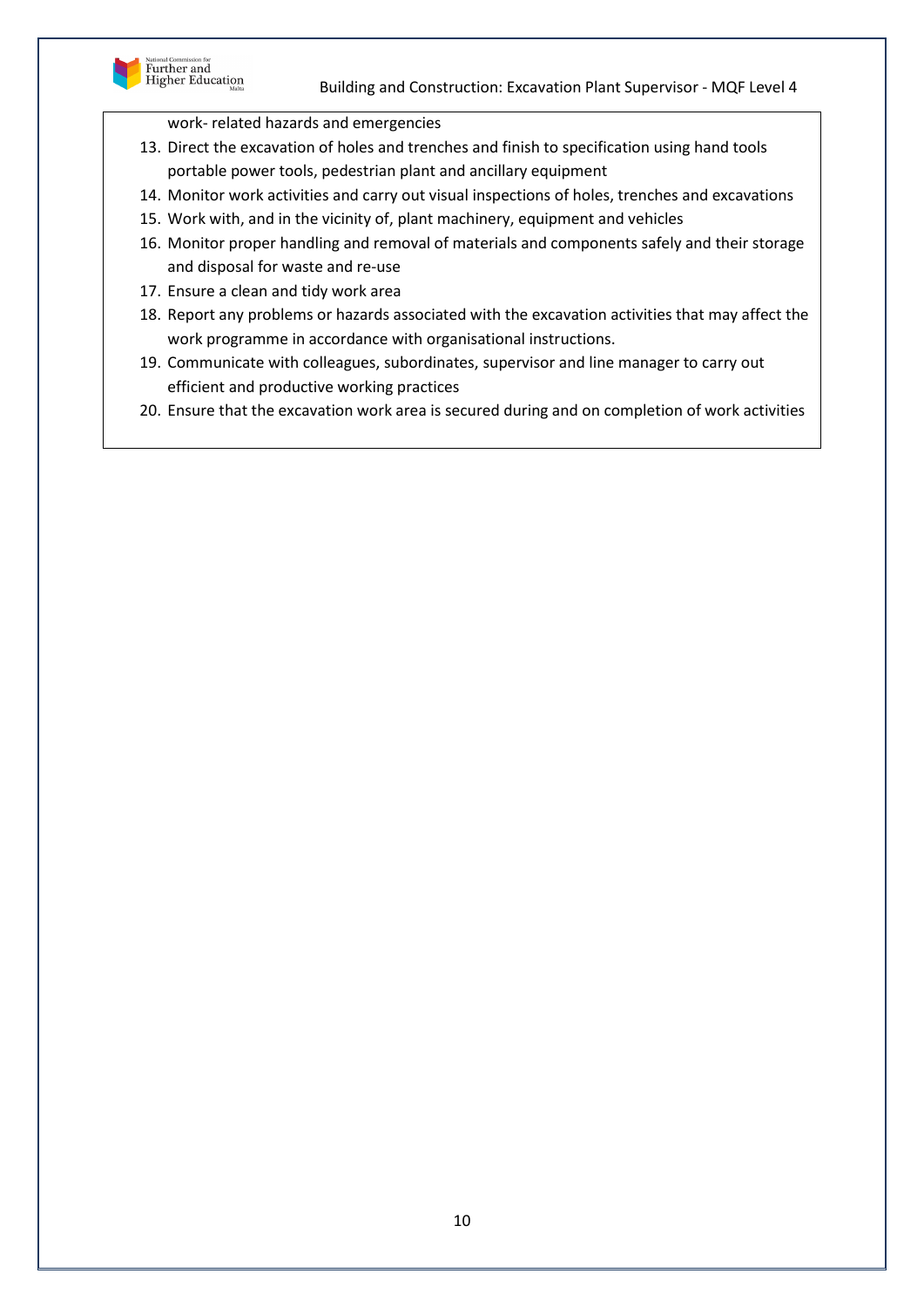work- related hazards and emergencies

13. Direct the excavation of holes and trenches and finish to specification using hand tools portable power tools, pedestrian plant and ancillary equipment
14. Monitor work activities and carry out visual inspections of holes, trenches and excavations
15. Work with, and in the vicinity of, plant machinery, equipment and vehicles
16. Monitor proper handling and removal of materials and components safely and their storage and disposal for waste and re-use
17. Ensure a clean and tidy work area
18. Report any problems or hazards associated with the excavation activities that may affect the work programme in accordance with organisational instructions.
19. Communicate with colleagues, subordinates, supervisor and line manager to carry out efficient and productive working practices
20. Ensure that the excavation work area is secured during and on completion of work activities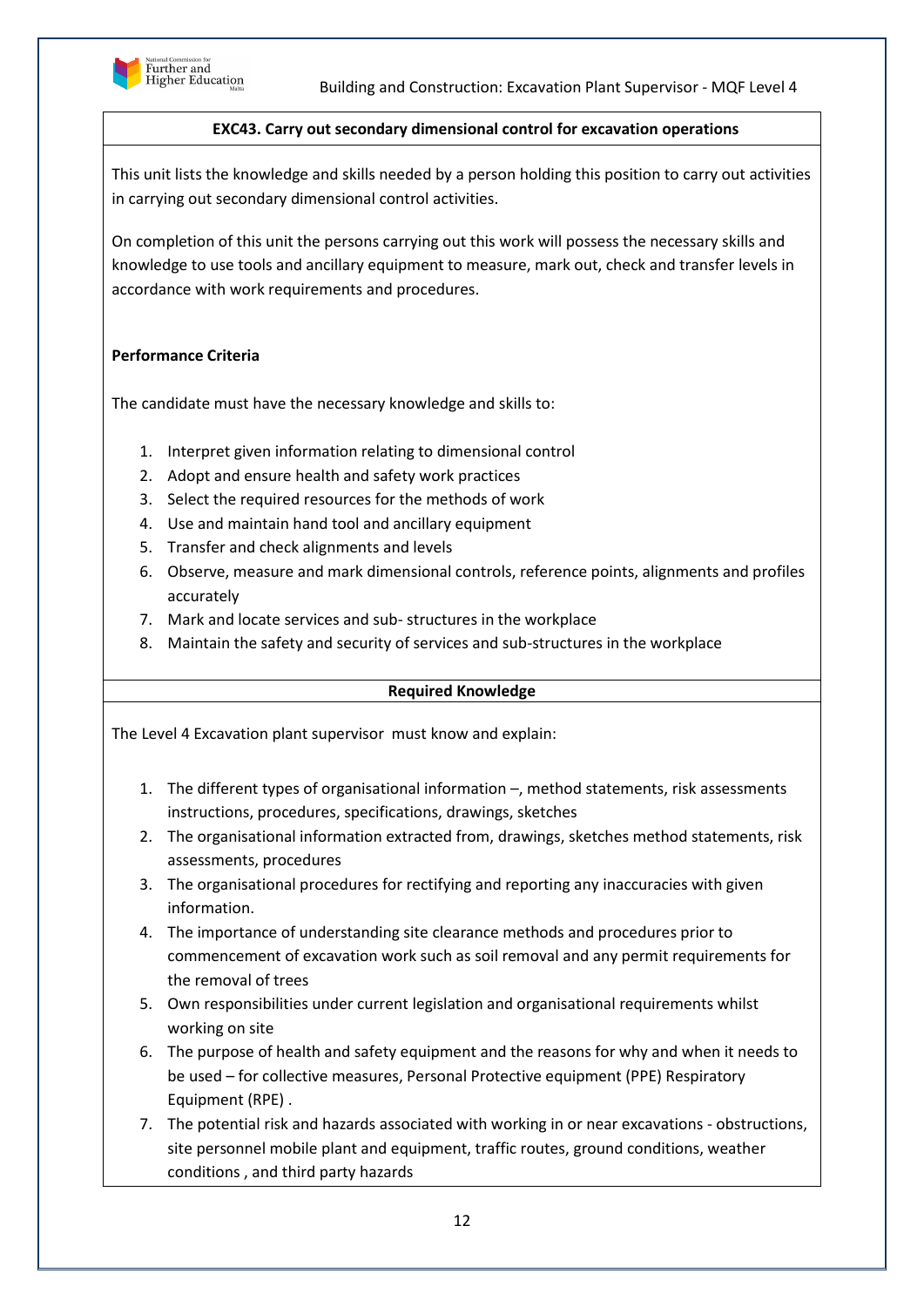### EXC43. Carry out secondary dimensional control for excavation operations

This unit lists the knowledge and skills needed by a person holding this position to carry out activities in carrying out secondary dimensional control activities.

On completion of this unit the persons carrying out this work will possess the necessary skills and knowledge to use tools and ancillary equipment to measure, mark out, check and transfer levels in accordance with work requirements and procedures.

**Performance Criteria**

The candidate must have the necessary knowledge and skills to:

1. Interpret given information relating to dimensional control
2. Adopt and ensure health and safety work practices
3. Select the required resources for the methods of work
4. Use and maintain hand tool and ancillary equipment
5. Transfer and check alignments and levels
6. Observe, measure and mark dimensional controls, reference points, alignments and profiles accurately
7. Mark and locate services and sub- structures in the workplace
8. Maintain the safety and security of services and sub-structures in the workplace

**Required Knowledge**

The Level 4 Excavation plant supervisor must know and explain:

1. The different types of organisational information –, method statements, risk assessments instructions, procedures, specifications, drawings, sketches
2. The organisational information extracted from, drawings, sketches method statements, risk assessments, procedures
3. The organisational procedures for rectifying and reporting any inaccuracies with given information.
4. The importance of understanding site clearance methods and procedures prior to commencement of excavation work such as soil removal and any permit requirements for the removal of trees
5. Own responsibilities under current legislation and organisational requirements whilst working on site
6. The purpose of health and safety equipment and the reasons for why and when it needs to be used – for collective measures, Personal Protective equipment (PPE) Respiratory Equipment (RPE) .
7. The potential risk and hazards associated with working in or near excavations - obstructions, site personnel mobile plant and equipment, traffic routes, ground conditions, weather conditions , and third party hazards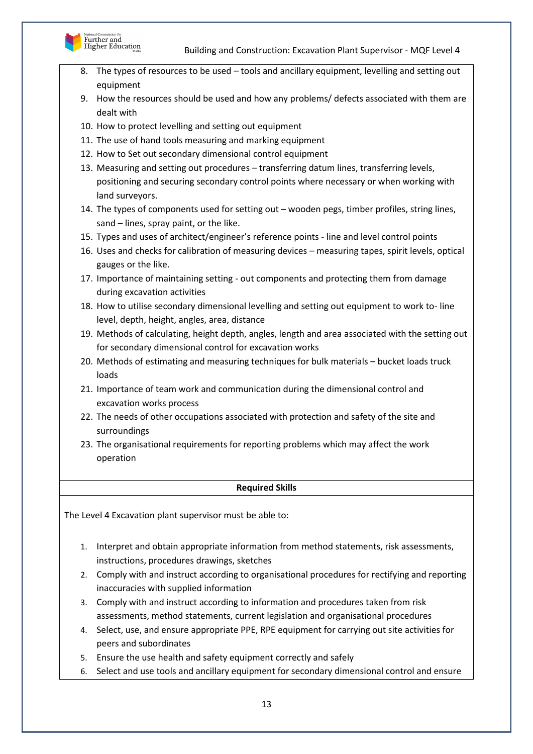8. The types of resources to be used – tools and ancillary equipment, levelling and setting out equipment
9. How the resources should be used and how any problems/ defects associated with them are dealt with
10. How to protect levelling and setting out equipment
11. The use of hand tools measuring and marking equipment
12. How to Set out secondary dimensional control equipment
13. Measuring and setting out procedures – transferring datum lines, transferring levels, positioning and securing secondary control points where necessary or when working with land surveyors.
14. The types of components used for setting out – wooden pegs, timber profiles, string lines, sand – lines, spray paint, or the like.
15. Types and uses of architect/engineer's reference points - line and level control points
16. Uses and checks for calibration of measuring devices – measuring tapes, spirit levels, optical gauges or the like.
17. Importance of maintaining setting - out components and protecting them from damage during excavation activities
18. How to utilise secondary dimensional levelling and setting out equipment to work to- line level, depth, height, angles, area, distance
19. Methods of calculating, height depth, angles, length and area associated with the setting out for secondary dimensional control for excavation works
20. Methods of estimating and measuring techniques for bulk materials – bucket loads truck loads
21. Importance of team work and communication during the dimensional control and excavation works process
22. The needs of other occupations associated with protection and safety of the site and surroundings
23. The organisational requirements for reporting problems which may affect the work operation

**Required Skills**

The Level 4 Excavation plant supervisor must be able to:

1. Interpret and obtain appropriate information from method statements, risk assessments, instructions, procedures drawings, sketches
2. Comply with and instruct according to organisational procedures for rectifying and reporting inaccuracies with supplied information
3. Comply with and instruct according to information and procedures taken from risk assessments, method statements, current legislation and organisational procedures
4. Select, use, and ensure appropriate PPE, RPE equipment for carrying out site activities for peers and subordinates
5. Ensure the use health and safety equipment correctly and safely
6. Select and use tools and ancillary equipment for secondary dimensional control and ensure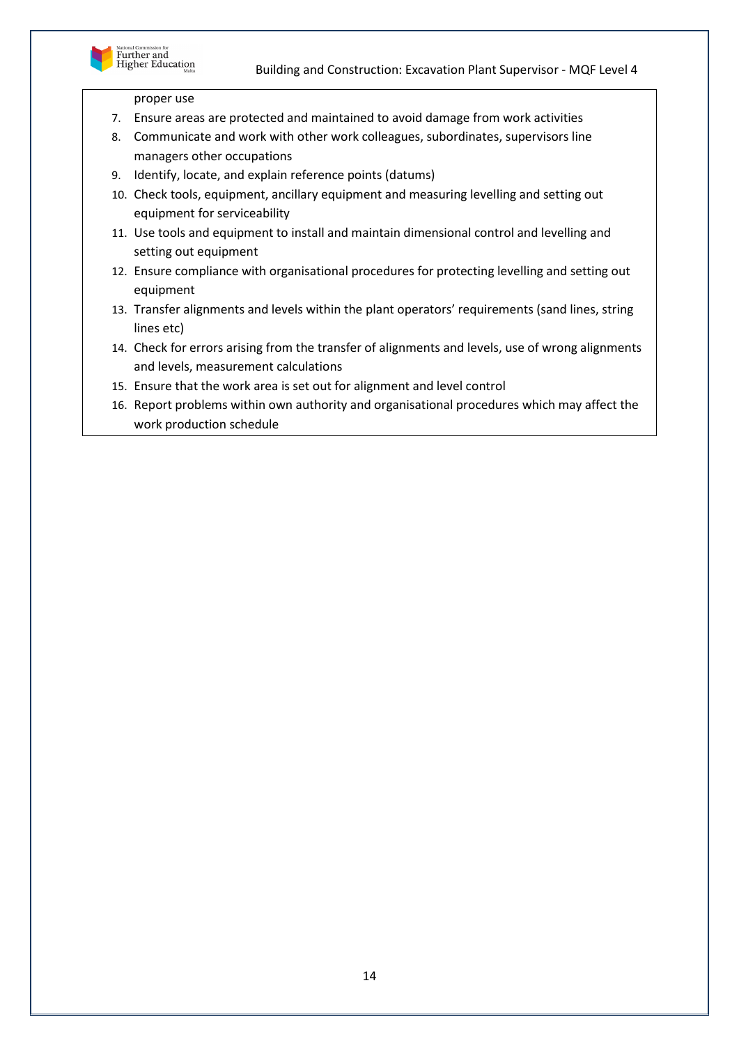proper use

7. Ensure areas are protected and maintained to avoid damage from work activities
8. Communicate and work with other work colleagues, subordinates, supervisors line managers other occupations
9. Identify, locate, and explain reference points (datums)
10. Check tools, equipment, ancillary equipment and measuring levelling and setting out equipment for serviceability
11. Use tools and equipment to install and maintain dimensional control and levelling and setting out equipment
12. Ensure compliance with organisational procedures for protecting levelling and setting out equipment
13. Transfer alignments and levels within the plant operators' requirements (sand lines, string lines etc)
14. Check for errors arising from the transfer of alignments and levels, use of wrong alignments and levels, measurement calculations
15. Ensure that the work area is set out for alignment and level control
16. Report problems within own authority and organisational procedures which may affect the work production schedule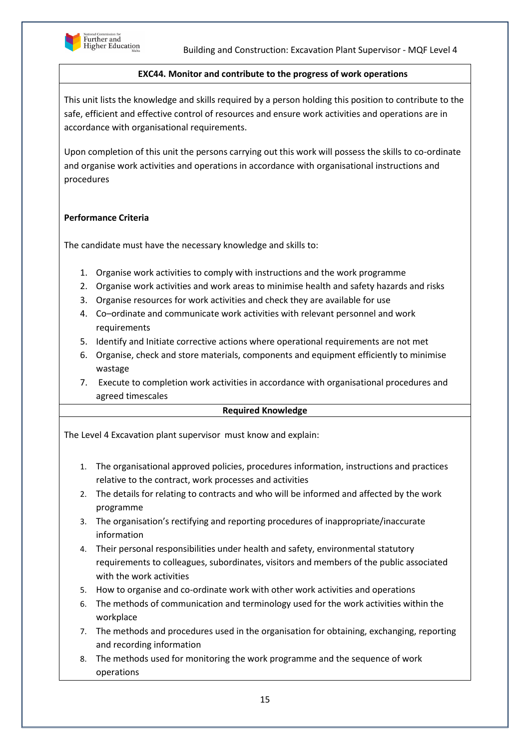**EXC44. Monitor and contribute to the progress of work operations**

This unit lists the knowledge and skills required by a person holding this position to contribute to the safe, efficient and effective control of resources and ensure work activities and operations are in accordance with organisational requirements.

Upon completion of this unit the persons carrying out this work will possess the skills to co-ordinate and organise work activities and operations in accordance with organisational instructions and procedures

**Performance Criteria**

The candidate must have the necessary knowledge and skills to:

1. Organise work activities to comply with instructions and the work programme
2. Organise work activities and work areas to minimise health and safety hazards and risks
3. Organise resources for work activities and check they are available for use
4. Co–ordinate and communicate work activities with relevant personnel and work requirements
5. Identify and Initiate corrective actions where operational requirements are not met
6. Organise, check and store materials, components and equipment efficiently to minimise wastage
7. Execute to completion work activities in accordance with organisational procedures and agreed timescales

**Required Knowledge**

The Level 4 Excavation plant supervisor must know and explain:

1. The organisational approved policies, procedures information, instructions and practices relative to the contract, work processes and activities
2. The details for relating to contracts and who will be informed and affected by the work programme
3. The organisation's rectifying and reporting procedures of inappropriate/inaccurate information
4. Their personal responsibilities under health and safety, environmental statutory requirements to colleagues, subordinates, visitors and members of the public associated with the work activities
5. How to organise and co-ordinate work with other work activities and operations
6. The methods of communication and terminology used for the work activities within the workplace
7. The methods and procedures used in the organisation for obtaining, exchanging, reporting and recording information
8. The methods used for monitoring the work programme and the sequence of work operations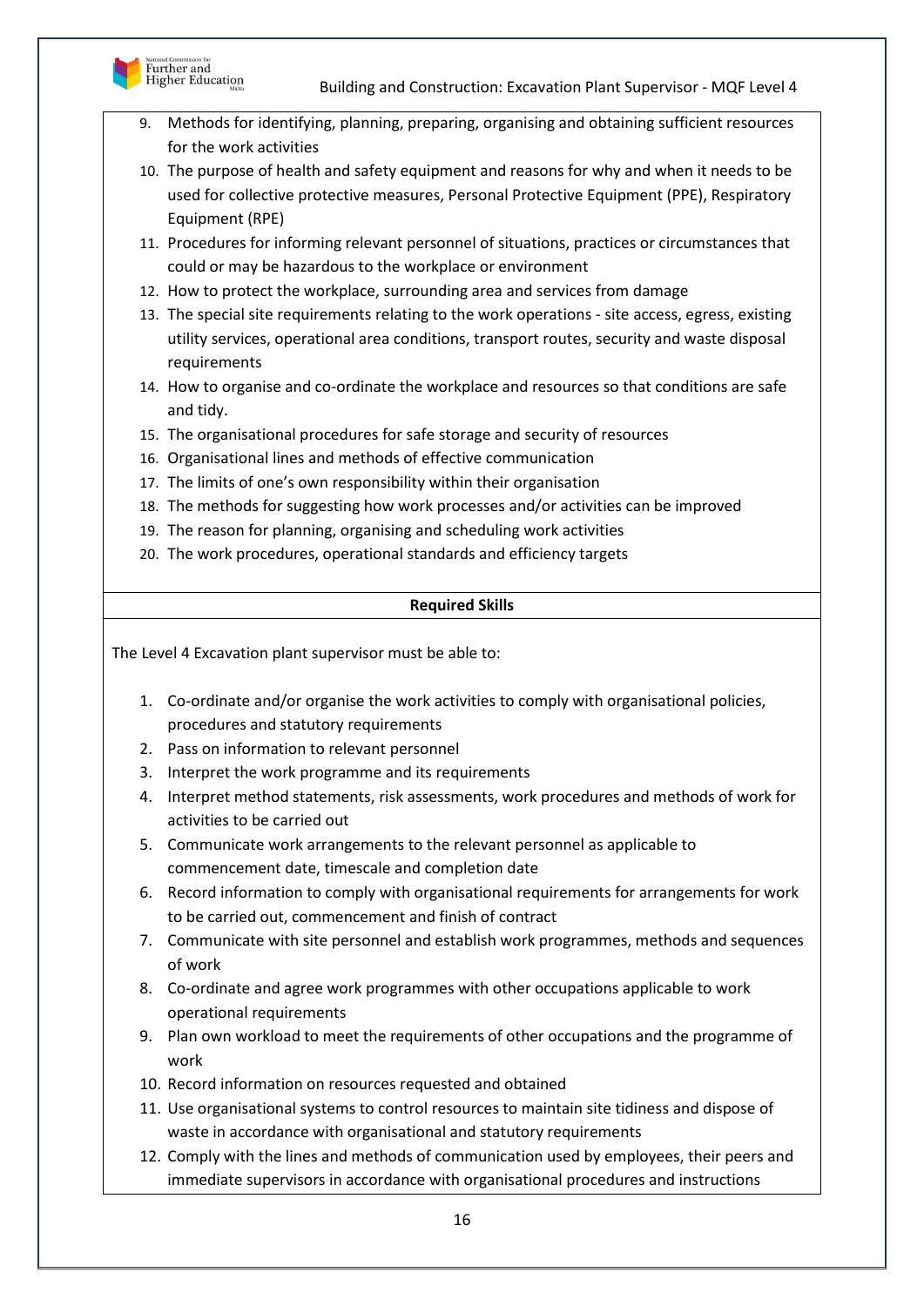9. Methods for identifying, planning, preparing, organising and obtaining sufficient resources for the work activities
10. The purpose of health and safety equipment and reasons for why and when it needs to be used for collective protective measures, Personal Protective Equipment (PPE), Respiratory Equipment (RPE)
11. Procedures for informing relevant personnel of situations, practices or circumstances that could or may be hazardous to the workplace or environment
12. How to protect the workplace, surrounding area and services from damage
13. The special site requirements relating to the work operations - site access, egress, existing utility services, operational area conditions, transport routes, security and waste disposal requirements
14. How to organise and co-ordinate the workplace and resources so that conditions are safe and tidy.
15. The organisational procedures for safe storage and security of resources
16. Organisational lines and methods of effective communication
17. The limits of one's own responsibility within their organisation
18. The methods for suggesting how work processes and/or activities can be improved
19. The reason for planning, organising and scheduling work activities
20. The work procedures, operational standards and efficiency targets

**Required Skills**

The Level 4 Excavation plant supervisor must be able to:

1. Co-ordinate and/or organise the work activities to comply with organisational policies, procedures and statutory requirements
2. Pass on information to relevant personnel
3. Interpret the work programme and its requirements
4. Interpret method statements, risk assessments, work procedures and methods of work for activities to be carried out
5. Communicate work arrangements to the relevant personnel as applicable to commencement date, timescale and completion date
6. Record information to comply with organisational requirements for arrangements for work to be carried out, commencement and finish of contract
7. Communicate with site personnel and establish work programmes, methods and sequences of work
8. Co-ordinate and agree work programmes with other occupations applicable to work operational requirements
9. Plan own workload to meet the requirements of other occupations and the programme of work
10. Record information on resources requested and obtained
11. Use organisational systems to control resources to maintain site tidiness and dispose of waste in accordance with organisational and statutory requirements
12. Comply with the lines and methods of communication used by employees, their peers and immediate supervisors in accordance with organisational procedures and instructions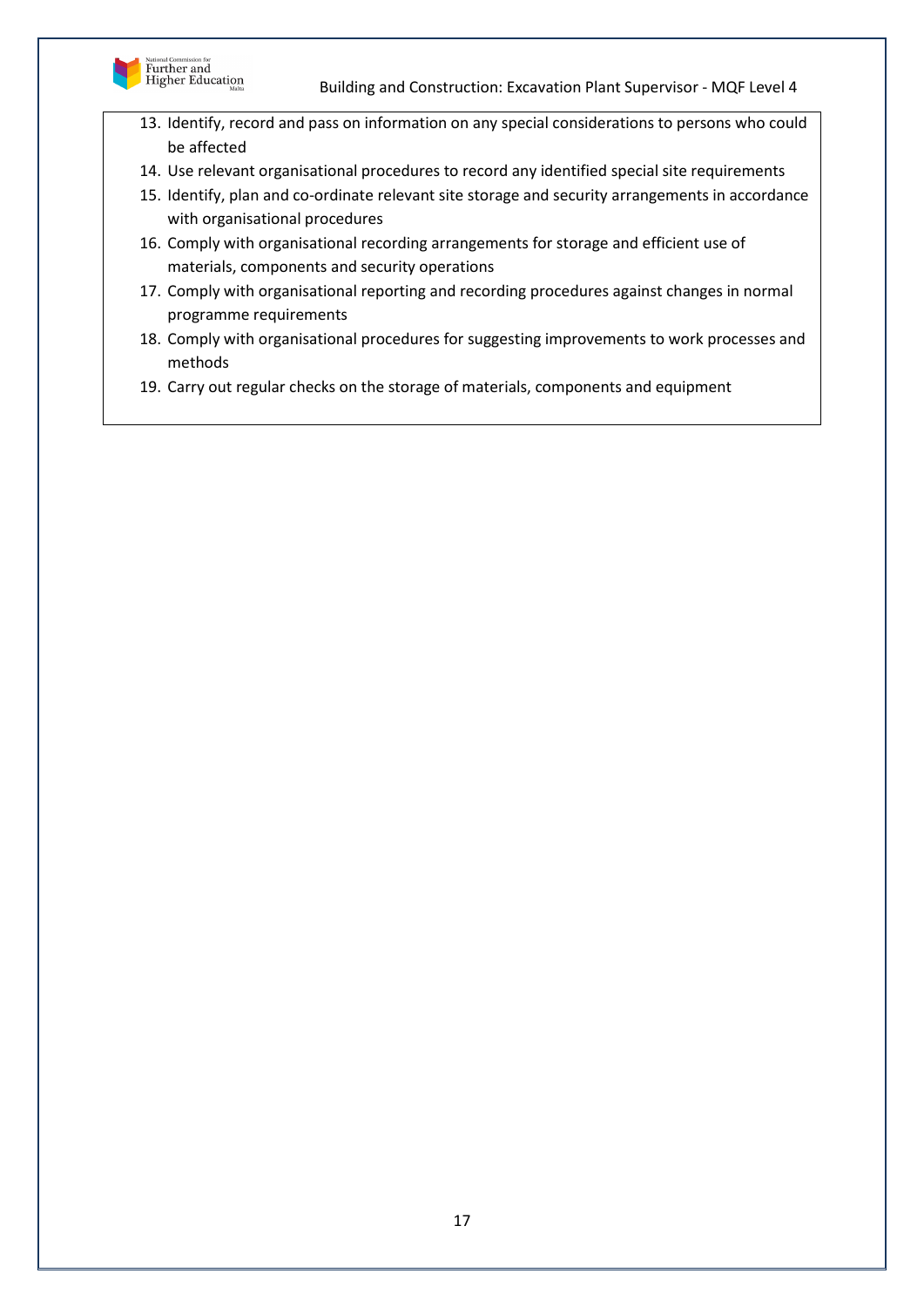13. Identify, record and pass on information on any special considerations to persons who could be affected
14. Use relevant organisational procedures to record any identified special site requirements
15. Identify, plan and co-ordinate relevant site storage and security arrangements in accordance with organisational procedures
16. Comply with organisational recording arrangements for storage and efficient use of materials, components and security operations
17. Comply with organisational reporting and recording procedures against changes in normal programme requirements
18. Comply with organisational procedures for suggesting improvements to work processes and methods
19. Carry out regular checks on the storage of materials, components and equipment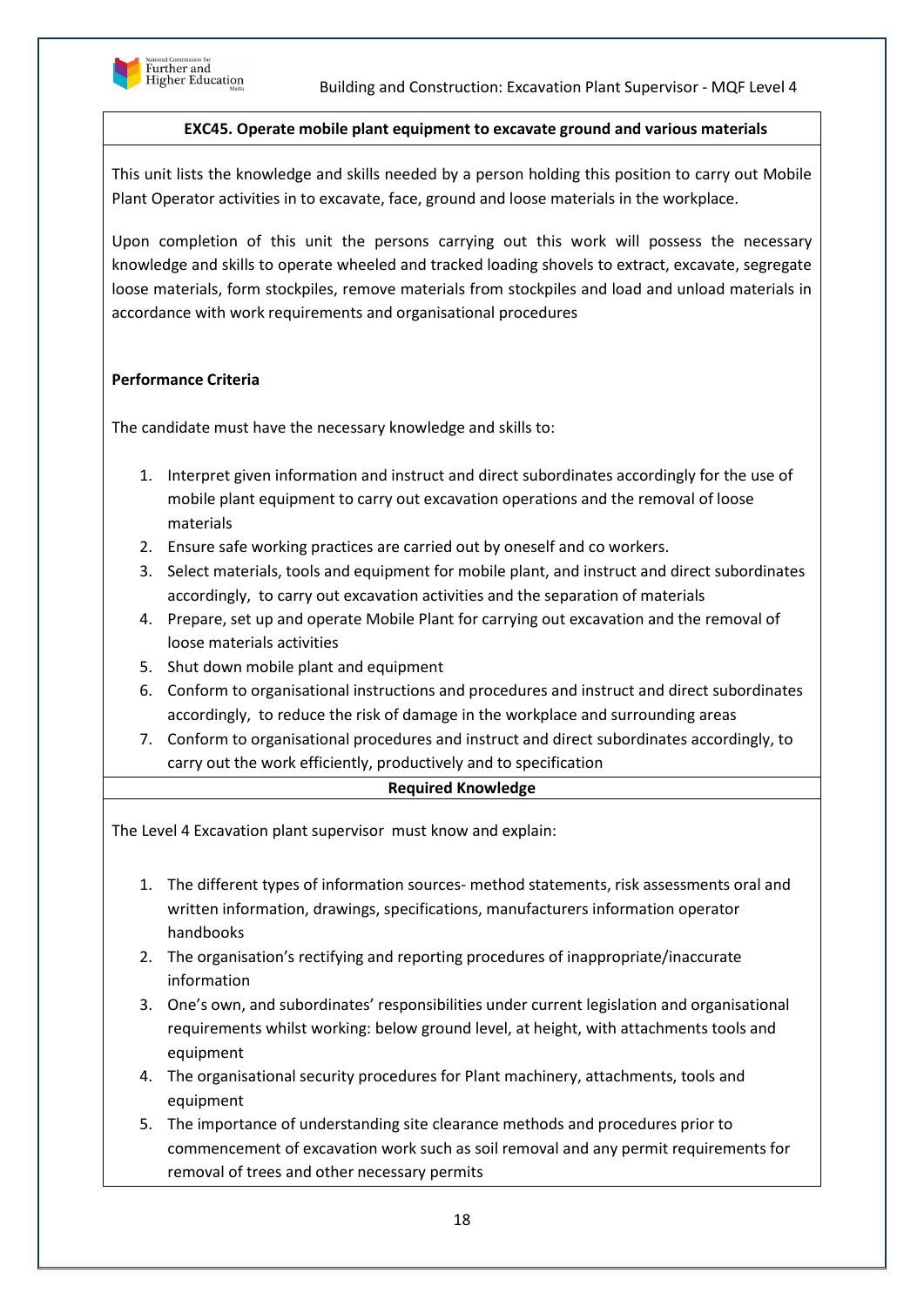### EXC45. Operate mobile plant equipment to excavate ground and various materials

This unit lists the knowledge and skills needed by a person holding this position to carry out Mobile Plant Operator activities in to excavate, face, ground and loose materials in the workplace.

Upon completion of this unit the persons carrying out this work will possess the necessary knowledge and skills to operate wheeled and tracked loading shovels to extract, excavate, segregate loose materials, form stockpiles, remove materials from stockpiles and load and unload materials in accordance with work requirements and organisational procedures

**Performance Criteria**

The candidate must have the necessary knowledge and skills to:

1. Interpret given information and instruct and direct subordinates accordingly for the use of mobile plant equipment to carry out excavation operations and the removal of loose materials
2. Ensure safe working practices are carried out by oneself and co workers.
3. Select materials, tools and equipment for mobile plant, and instruct and direct subordinates accordingly, to carry out excavation activities and the separation of materials
4. Prepare, set up and operate Mobile Plant for carrying out excavation and the removal of loose materials activities
5. Shut down mobile plant and equipment
6. Conform to organisational instructions and procedures and instruct and direct subordinates accordingly, to reduce the risk of damage in the workplace and surrounding areas
7. Conform to organisational procedures and instruct and direct subordinates accordingly, to carry out the work efficiently, productively and to specification

**Required Knowledge**

The Level 4 Excavation plant supervisor must know and explain:

1. The different types of information sources- method statements, risk assessments oral and written information, drawings, specifications, manufacturers information operator handbooks
2. The organisation's rectifying and reporting procedures of inappropriate/inaccurate information
3. One's own, and subordinates' responsibilities under current legislation and organisational requirements whilst working: below ground level, at height, with attachments tools and equipment
4. The organisational security procedures for Plant machinery, attachments, tools and equipment
5. The importance of understanding site clearance methods and procedures prior to commencement of excavation work such as soil removal and any permit requirements for removal of trees and other necessary permits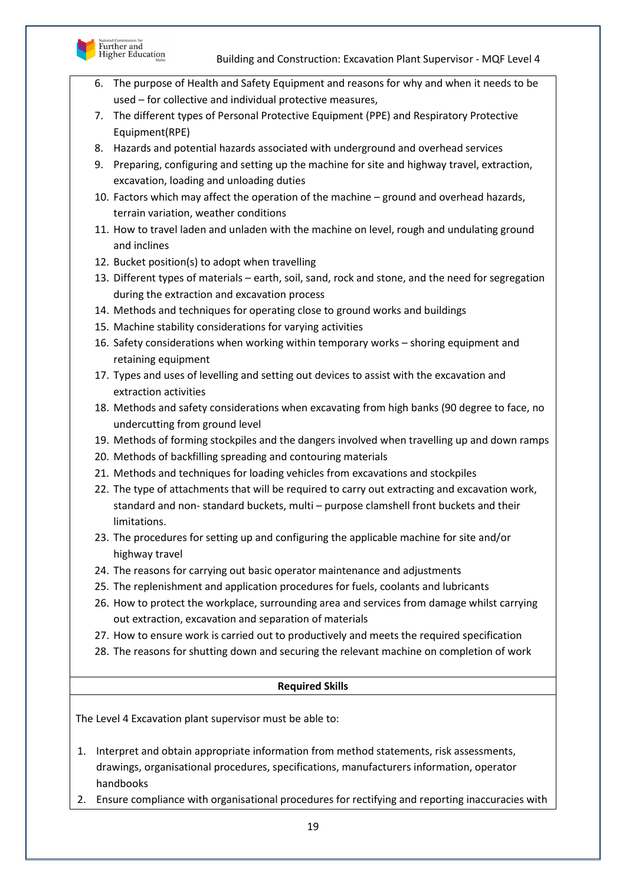6. The purpose of Health and Safety Equipment and reasons for why and when it needs to be used – for collective and individual protective measures,
7. The different types of Personal Protective Equipment (PPE) and Respiratory Protective Equipment(RPE)
8. Hazards and potential hazards associated with underground and overhead services
9. Preparing, configuring and setting up the machine for site and highway travel, extraction, excavation, loading and unloading duties
10. Factors which may affect the operation of the machine – ground and overhead hazards, terrain variation, weather conditions
11. How to travel laden and unladen with the machine on level, rough and undulating ground and inclines
12. Bucket position(s) to adopt when travelling
13. Different types of materials – earth, soil, sand, rock and stone, and the need for segregation during the extraction and excavation process
14. Methods and techniques for operating close to ground works and buildings
15. Machine stability considerations for varying activities
16. Safety considerations when working within temporary works – shoring equipment and retaining equipment
17. Types and uses of levelling and setting out devices to assist with the excavation and extraction activities
18. Methods and safety considerations when excavating from high banks (90 degree to face, no undercutting from ground level
19. Methods of forming stockpiles and the dangers involved when travelling up and down ramps
20. Methods of backfilling spreading and contouring materials
21. Methods and techniques for loading vehicles from excavations and stockpiles
22. The type of attachments that will be required to carry out extracting and excavation work, standard and non- standard buckets, multi – purpose clamshell front buckets and their limitations.
23. The procedures for setting up and configuring the applicable machine for site and/or highway travel
24. The reasons for carrying out basic operator maintenance and adjustments
25. The replenishment and application procedures for fuels, coolants and lubricants
26. How to protect the workplace, surrounding area and services from damage whilst carrying out extraction, excavation and separation of materials
27. How to ensure work is carried out to productively and meets the required specification
28. The reasons for shutting down and securing the relevant machine on completion of work

**Required Skills**

The Level 4 Excavation plant supervisor must be able to:

1. Interpret and obtain appropriate information from method statements, risk assessments, drawings, organisational procedures, specifications, manufacturers information, operator handbooks
2. Ensure compliance with organisational procedures for rectifying and reporting inaccuracies with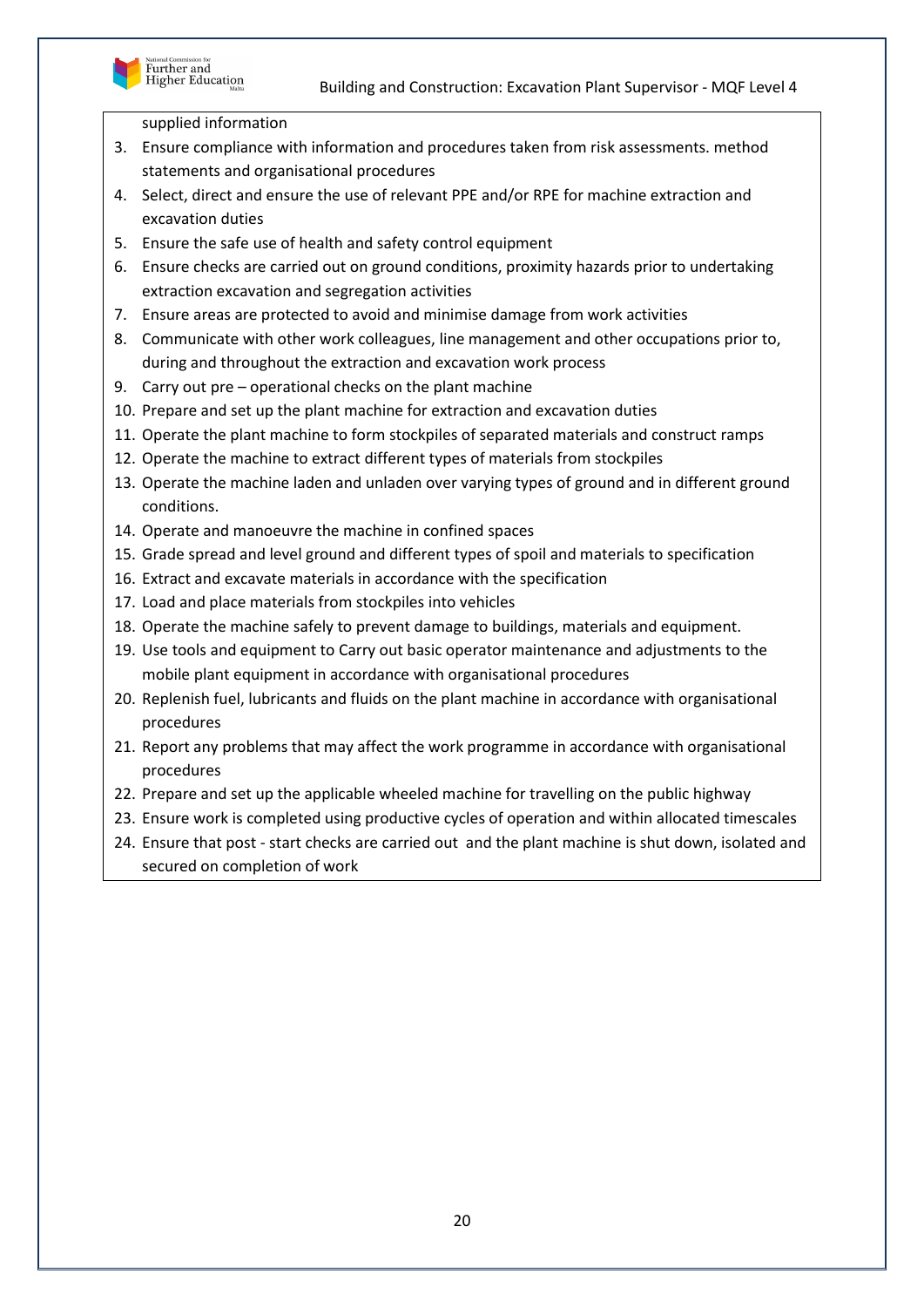supplied information

3. Ensure compliance with information and procedures taken from risk assessments. method statements and organisational procedures
4. Select, direct and ensure the use of relevant PPE and/or RPE for machine extraction and excavation duties
5. Ensure the safe use of health and safety control equipment
6. Ensure checks are carried out on ground conditions, proximity hazards prior to undertaking extraction excavation and segregation activities
7. Ensure areas are protected to avoid and minimise damage from work activities
8. Communicate with other work colleagues, line management and other occupations prior to, during and throughout the extraction and excavation work process
9. Carry out pre – operational checks on the plant machine
10. Prepare and set up the plant machine for extraction and excavation duties
11. Operate the plant machine to form stockpiles of separated materials and construct ramps
12. Operate the machine to extract different types of materials from stockpiles
13. Operate the machine laden and unladen over varying types of ground and in different ground conditions.
14. Operate and manoeuvre the machine in confined spaces
15. Grade spread and level ground and different types of spoil and materials to specification
16. Extract and excavate materials in accordance with the specification
17. Load and place materials from stockpiles into vehicles
18. Operate the machine safely to prevent damage to buildings, materials and equipment.
19. Use tools and equipment to Carry out basic operator maintenance and adjustments to the mobile plant equipment in accordance with organisational procedures
20. Replenish fuel, lubricants and fluids on the plant machine in accordance with organisational procedures
21. Report any problems that may affect the work programme in accordance with organisational procedures
22. Prepare and set up the applicable wheeled machine for travelling on the public highway
23. Ensure work is completed using productive cycles of operation and within allocated timescales
24. Ensure that post - start checks are carried out and the plant machine is shut down, isolated and secured on completion of work